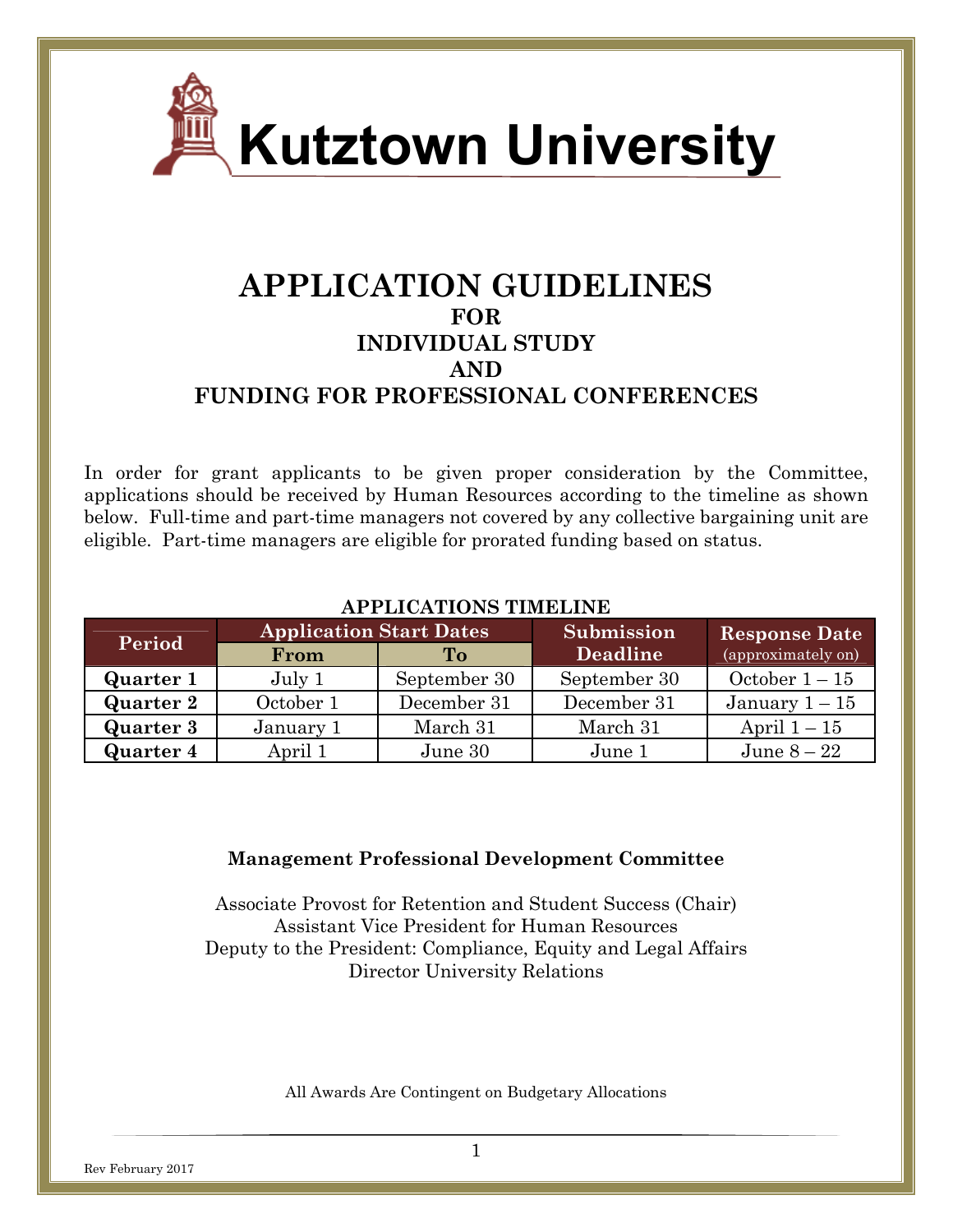# Kutztown University

# APPLICATION GUIDELINES
## FOR
## INDIVIDUAL STUDY
## AND
## FUNDING FOR PROFESSIONAL CONFERENCES

In order for grant applicants to be given proper consideration by the Committee, applications should be received by Human Resources according to the timeline as shown below. Full-time and part-time managers not covered by any collective bargaining unit are eligible. Part-time managers are eligible for prorated funding based on status.

**APPLICATIONS TIMELINE**

| Period | Application Start Dates | | Submission Deadline | Response Date (approximately on) |
|---|---|---|---|---|
| | From | To | | |
| **Quarter 1** | July 1 | September 30 | September 30 | October 1 – 15 |
| **Quarter 2** | October 1 | December 31 | December 31 | January 1 – 15 |
| **Quarter 3** | January 1 | March 31 | March 31 | April 1 – 15 |
| **Quarter 4** | April 1 | June 30 | June 1 | June 8 – 22 |

**Management Professional Development Committee**

Associate Provost for Retention and Student Success (Chair)
Assistant Vice President for Human Resources
Deputy to the President: Compliance, Equity and Legal Affairs
Director University Relations

All Awards Are Contingent on Budgetary Allocations

Rev February 2017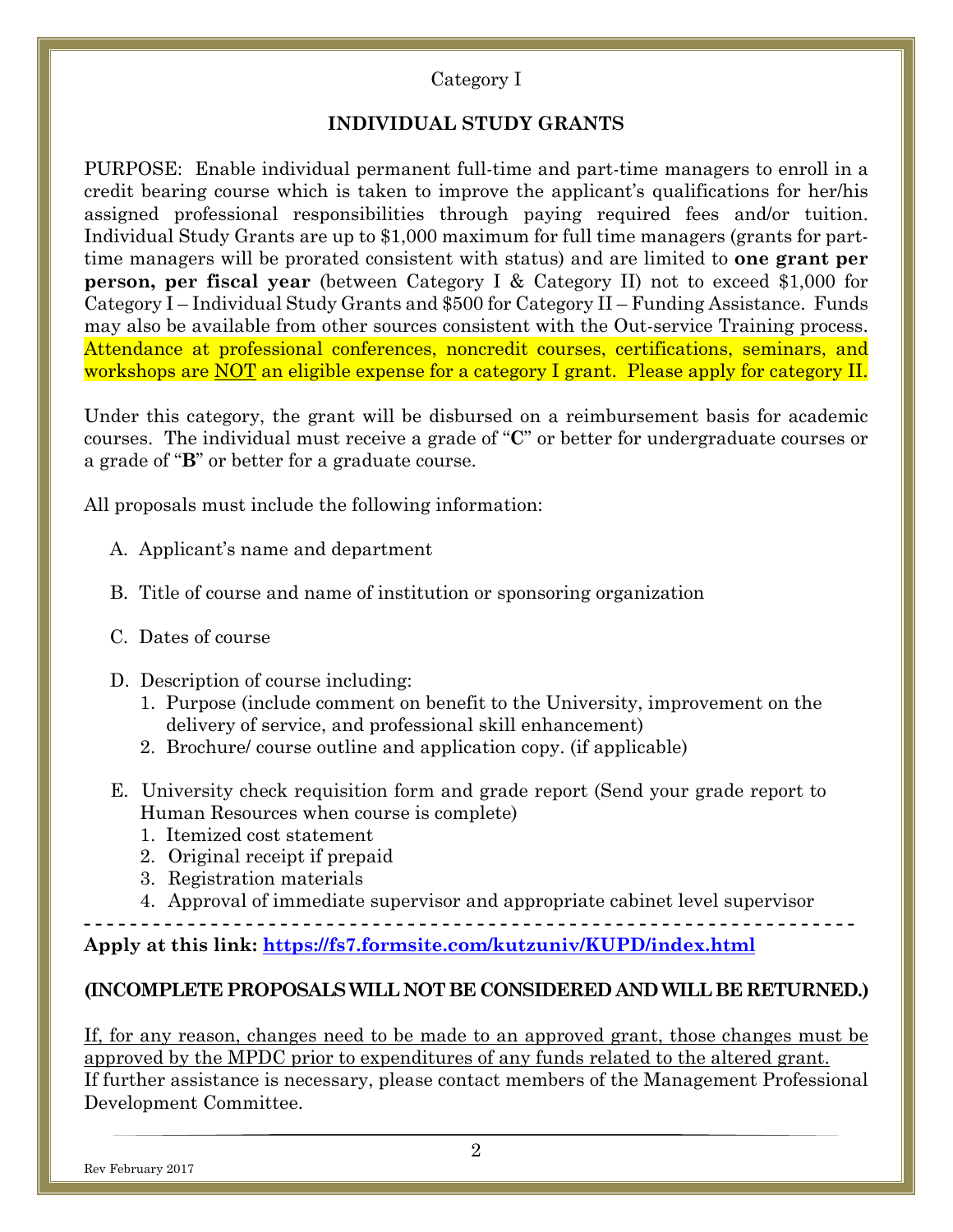Category I

## INDIVIDUAL STUDY GRANTS

PURPOSE: Enable individual permanent full-time and part-time managers to enroll in a credit bearing course which is taken to improve the applicant's qualifications for her/his assigned professional responsibilities through paying required fees and/or tuition. Individual Study Grants are up to $1,000 maximum for full time managers (grants for part-time managers will be prorated consistent with status) and are limited to **one grant per person, per fiscal year** (between Category I & Category II) not to exceed $1,000 for Category I – Individual Study Grants and $500 for Category II – Funding Assistance. Funds may also be available from other sources consistent with the Out-service Training process. Attendance at professional conferences, noncredit courses, certifications, seminars, and workshops are <u>NOT</u> an eligible expense for a category I grant. Please apply for category II.

Under this category, the grant will be disbursed on a reimbursement basis for academic courses. The individual must receive a grade of "**C**" or better for undergraduate courses or a grade of "**B**" or better for a graduate course.

All proposals must include the following information:

A. Applicant's name and department

B. Title of course and name of institution or sponsoring organization

C. Dates of course

D. Description of course including:
   1. Purpose (include comment on benefit to the University, improvement on the delivery of service, and professional skill enhancement)
   2. Brochure/ course outline and application copy. (if applicable)

E. University check requisition form and grade report (Send your grade report to Human Resources when course is complete)
   1. Itemized cost statement
   2. Original receipt if prepaid
   3. Registration materials
   4. Approval of immediate supervisor and appropriate cabinet level supervisor

---

**Apply at this link: https://fs7.formsite.com/kutzuniv/KUPD/index.html**

**(INCOMPLETE PROPOSALS WILL NOT BE CONSIDERED AND WILL BE RETURNED.)**

<u>If, for any reason, changes need to be made to an approved grant, those changes must be approved by the MPDC prior to expenditures of any funds related to the altered grant.</u>
If further assistance is necessary, please contact members of the Management Professional Development Committee.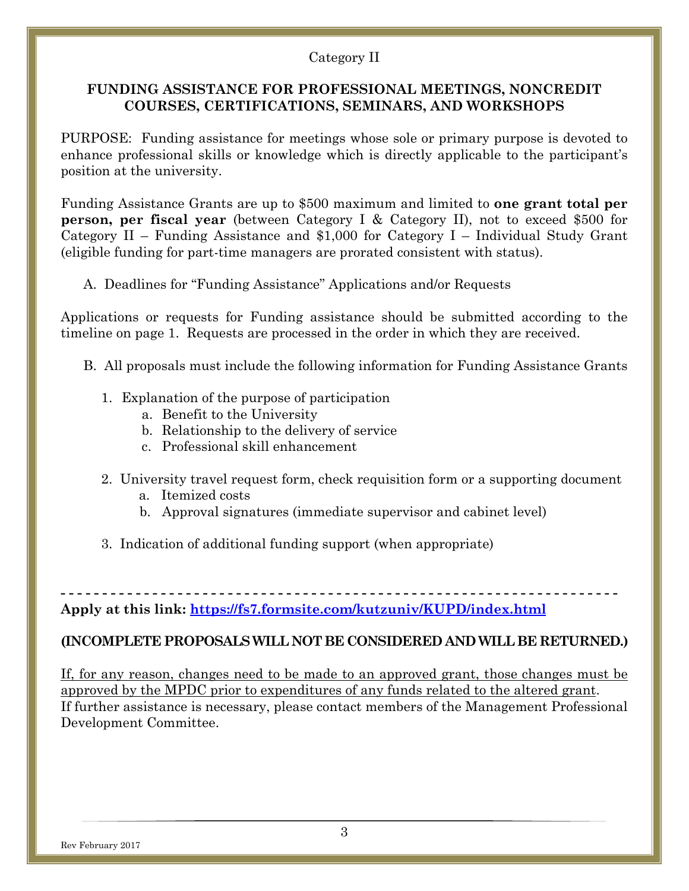Category II

## FUNDING ASSISTANCE FOR PROFESSIONAL MEETINGS, NONCREDIT COURSES, CERTIFICATIONS, SEMINARS, AND WORKSHOPS

PURPOSE: Funding assistance for meetings whose sole or primary purpose is devoted to enhance professional skills or knowledge which is directly applicable to the participant's position at the university.

Funding Assistance Grants are up to $500 maximum and limited to **one grant total per person, per fiscal year** (between Category I & Category II), not to exceed $500 for Category II – Funding Assistance and $1,000 for Category I – Individual Study Grant (eligible funding for part-time managers are prorated consistent with status).

A. Deadlines for "Funding Assistance" Applications and/or Requests

Applications or requests for Funding assistance should be submitted according to the timeline on page 1. Requests are processed in the order in which they are received.

B. All proposals must include the following information for Funding Assistance Grants

1. Explanation of the purpose of participation
   a. Benefit to the University
   b. Relationship to the delivery of service
   c. Professional skill enhancement

2. University travel request form, check requisition form or a supporting document
   a. Itemized costs
   b. Approval signatures (immediate supervisor and cabinet level)

3. Indication of additional funding support (when appropriate)

- - - - - - - - - - - - - - - - - - - - - - - - - - - - - - - - - - - - - - - - - - - - - - - - - - - - - - - - - - - - - - - - - -

**Apply at this link: [https://fs7.formsite.com/kutzuniv/KUPD/index.html](https://fs7.formsite.com/kutzuniv/KUPD/index.html)**

**(INCOMPLETE PROPOSALS WILL NOT BE CONSIDERED AND WILL BE RETURNED.)**

<u>If, for any reason, changes need to be made to an approved grant, those changes must be approved by the MPDC prior to expenditures of any funds related to the altered grant</u>. If further assistance is necessary, please contact members of the Management Professional Development Committee.

Rev February 2017